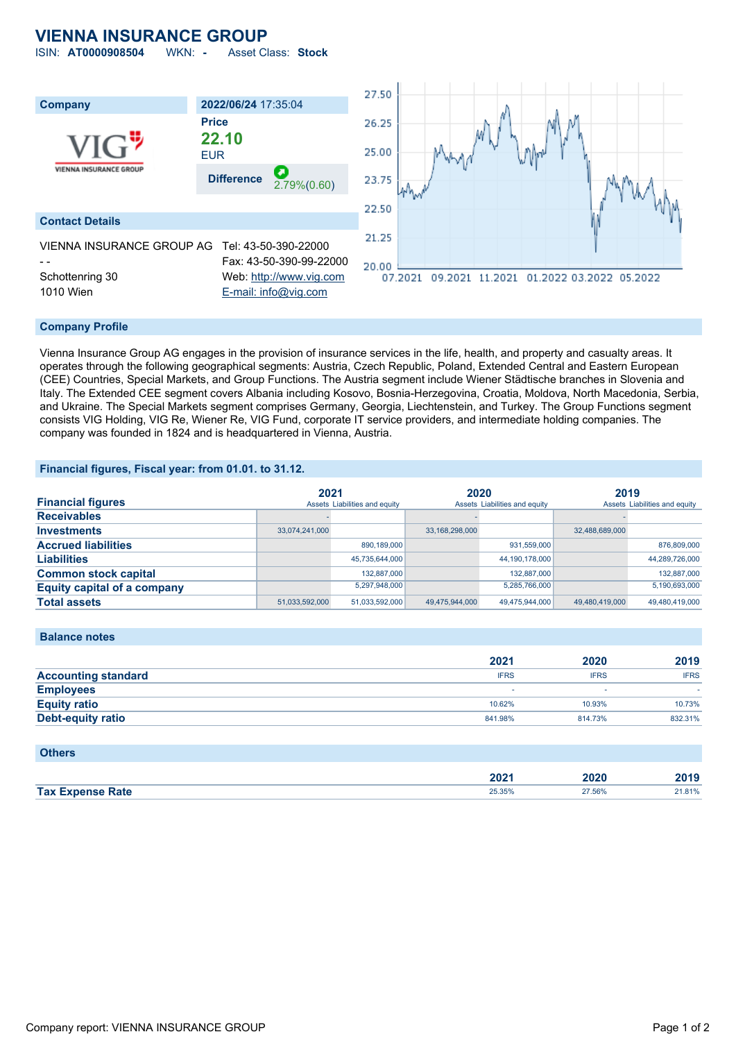# VIENNA INSURANCE GROUP

ISIN: **AT0000908504** WKN: **-** Asset Class: **Stock**

| Company | 2022/06/24 17:35:04 |
|---|---|
| | **Price** |
| | **22.10** |
| | EUR |
| | **Difference** 2.79%(0.60) |

## Contact Details

VIENNA INSURANCE GROUP AG
- -
Schottenring 30
1010 Wien

Tel: 43-50-390-22000
Fax: 43-50-390-99-22000
Web: http://www.vig.com
E-mail: info@vig.com

## Company Profile

Vienna Insurance Group AG engages in the provision of insurance services in the life, health, and property and casualty areas. It operates through the following geographical segments: Austria, Czech Republic, Poland, Extended Central and Eastern European (CEE) Countries, Special Markets, and Group Functions. The Austria segment include Wiener Städtische branches in Slovenia and Italy. The Extended CEE segment covers Albania including Kosovo, Bosnia-Herzegovina, Croatia, Moldova, North Macedonia, Serbia, and Ukraine. The Special Markets segment comprises Germany, Georgia, Liechtenstein, and Turkey. The Group Functions segment consists VIG Holding, VIG Re, Wiener Re, VIG Fund, corporate IT service providers, and intermediate holding companies. The company was founded in 1824 and is headquartered in Vienna, Austria.

## Financial figures, Fiscal year: from 01.01. to 31.12.

| Financial figures | 2021 | | 2020 | | 2019 | |
|---|---|---|---|---|---|---|
| | Assets | Liabilities and equity | Assets | Liabilities and equity | Assets | Liabilities and equity |
| **Receivables** | - | | - | | - | |
| **Investments** | 33,074,241,000 | | 33,168,298,000 | | 32,488,689,000 | |
| **Accrued liabilities** | | 890,189,000 | | 931,559,000 | | 876,809,000 |
| **Liabilities** | | 45,735,644,000 | | 44,190,178,000 | | 44,289,726,000 |
| **Common stock capital** | | 132,887,000 | | 132,887,000 | | 132,887,000 |
| **Equity capital of a company** | | 5,297,948,000 | | 5,285,766,000 | | 5,190,693,000 |
| **Total assets** | 51,033,592,000 | 51,033,592,000 | 49,475,944,000 | 49,475,944,000 | 49,480,419,000 | 49,480,419,000 |

## Balance notes

| | 2021 | 2020 | 2019 |
|---|---|---|---|
| **Accounting standard** | IFRS | IFRS | IFRS |
| **Employees** | - | - | - |
| **Equity ratio** | 10.62% | 10.93% | 10.73% |
| **Debt-equity ratio** | 841.98% | 814.73% | 832.31% |

## Others

| | 2021 | 2020 | 2019 |
|---|---|---|---|
| **Tax Expense Rate** | 25.35% | 27.56% | 21.81% |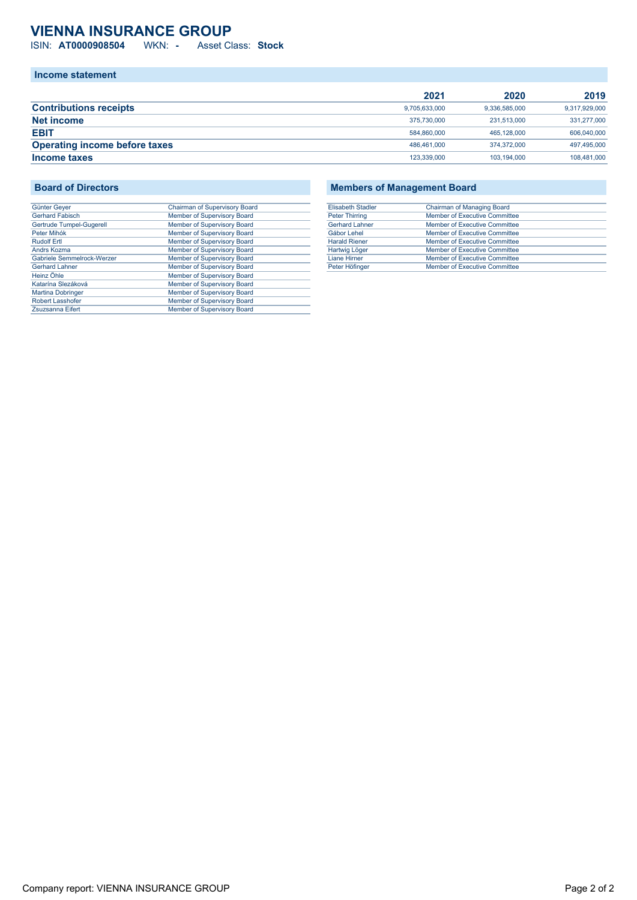# VIENNA INSURANCE GROUP

ISIN: **AT0000908504** WKN: **-** Asset Class: **Stock**

## Income statement

| | 2021 | 2020 | 2019 |
|---|---|---|---|
| **Contributions receipts** | 9,705,633,000 | 9,336,585,000 | 9,317,929,000 |
| **Net income** | 375,730,000 | 231,513,000 | 331,277,000 |
| **EBIT** | 584,860,000 | 465,128,000 | 606,040,000 |
| **Operating income before taxes** | 486,461,000 | 374,372,000 | 497,495,000 |
| **Income taxes** | 123,339,000 | 103,194,000 | 108,481,000 |

## Board of Directors

| | |
|---|---|
| Günter Geyer | Chairman of Supervisory Board |
| Gerhard Fabisch | Member of Supervisory Board |
| Gertrude Tumpel-Gugerell | Member of Supervisory Board |
| Peter Mihók | Member of Supervisory Board |
| Rudolf Ertl | Member of Supervisory Board |
| Andrs Kozma | Member of Supervisory Board |
| Gabriele Semmelrock-Werzer | Member of Supervisory Board |
| Gerhard Lahner | Member of Supervisory Board |
| Heinz Öhle | Member of Supervisory Board |
| Katarína Slezáková | Member of Supervisory Board |
| Martina Dobringer | Member of Supervisory Board |
| Robert Lasshofer | Member of Supervisory Board |
| Zsuzsanna Eifert | Member of Supervisory Board |

## Members of Management Board

| | |
|---|---|
| Elisabeth Stadler | Chairman of Managing Board |
| Peter Thirring | Member of Executive Committee |
| Gerhard Lahner | Member of Executive Committee |
| Gábor Lehel | Member of Executive Committee |
| Harald Riener | Member of Executive Committee |
| Hartwig Löger | Member of Executive Committee |
| Liane Hirner | Member of Executive Committee |
| Peter Höfinger | Member of Executive Committee |